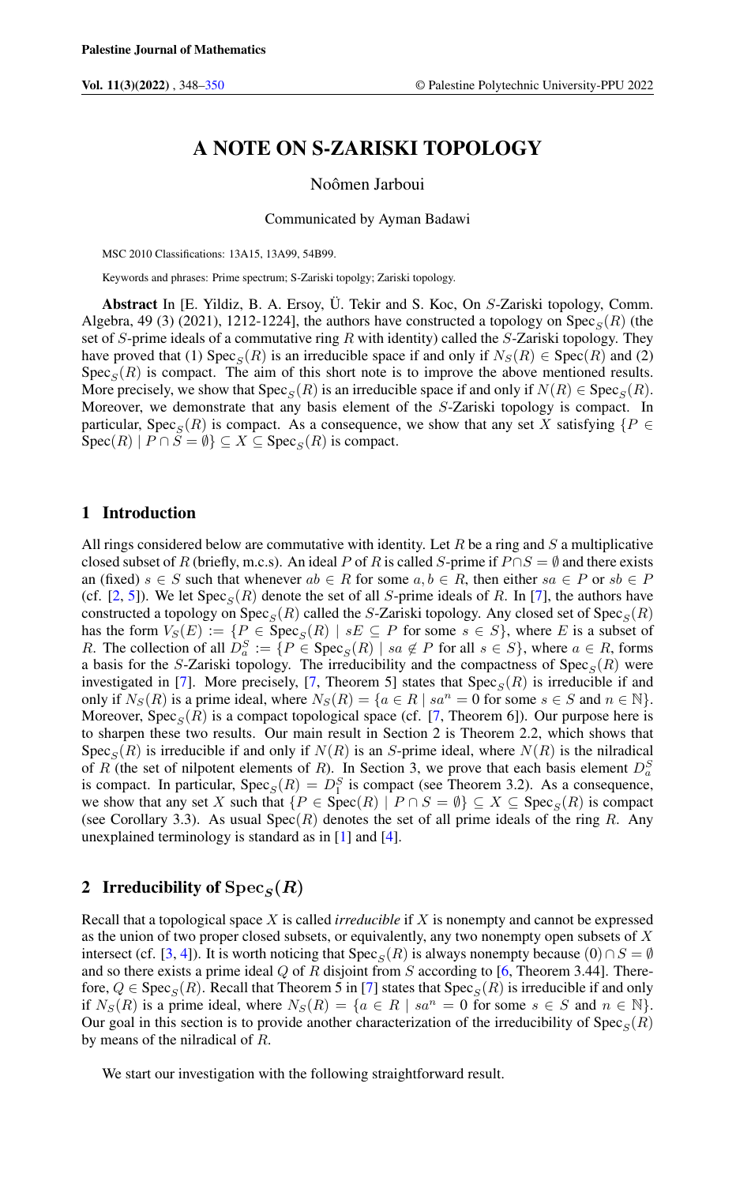# A NOTE ON S-ZARISKI TOPOLOGY

Noômen Jarboui

Communicated by Ayman Badawi

MSC 2010 Classifications: 13A15, 13A99, 54B99.

Keywords and phrases: Prime spectrum; S-Zariski topolgy; Zariski topology.

**Abstract** In [E. Yildiz, B. A. Ersoy, Ü. Tekir and S. Koc, On $S$-Zariski topology, Comm. Algebra, 49 (3) (2021), 1212-1224], the authors have constructed a topology on $\mathrm{Spec}_S(R)$ (the set of $S$-prime ideals of a commutative ring $R$ with identity) called the $S$-Zariski topology. They have proved that (1) $\mathrm{Spec}_S(R)$ is an irreducible space if and only if $N_S(R) \in \mathrm{Spec}(R)$ and (2) $\mathrm{Spec}_S(R)$ is compact. The aim of this short note is to improve the above mentioned results. More precisely, we show that $\mathrm{Spec}_S(R)$ is an irreducible space if and only if $N(R) \in \mathrm{Spec}_S(R)$. Moreover, we demonstrate that any basis element of the $S$-Zariski topology is compact. In particular, $\mathrm{Spec}_S(R)$ is compact. As a consequence, we show that any set $X$ satisfying $\{P \in \mathrm{Spec}(R) \mid P \cap S = \emptyset\} \subseteq X \subseteq \mathrm{Spec}_S(R)$ is compact.

## 1 Introduction

All rings considered below are commutative with identity. Let $R$ be a ring and $S$ a multiplicative closed subset of $R$ (briefly, m.c.s). An ideal $P$ of $R$ is called $S$-prime if $P \cap S = \emptyset$ and there exists an (fixed) $s \in S$ such that whenever $ab \in R$ for some $a, b \in R$, then either $sa \in P$ or $sb \in P$ (cf. [2, 5]). We let $\mathrm{Spec}_S(R)$ denote the set of all $S$-prime ideals of $R$. In [7], the authors have constructed a topology on $\mathrm{Spec}_S(R)$ called the $S$-Zariski topology. Any closed set of $\mathrm{Spec}_S(R)$ has the form $V_S(E) := \{P \in \mathrm{Spec}_S(R) \mid sE \subseteq P \text{ for some } s \in S\}$, where $E$ is a subset of $R$. The collection of all $D_a^S := \{P \in \mathrm{Spec}_S(R) \mid sa \notin P \text{ for all } s \in S\}$, where $a \in R$, forms a basis for the $S$-Zariski topology. The irreducibility and the compactness of $\mathrm{Spec}_S(R)$ were investigated in [7]. More precisely, [7, Theorem 5] states that $\mathrm{Spec}_S(R)$ is irreducible if and only if $N_S(R)$ is a prime ideal, where $N_S(R) = \{a \in R \mid sa^n = 0 \text{ for some } s \in S \text{ and } n \in \mathbb{N}\}$. Moreover, $\mathrm{Spec}_S(R)$ is a compact topological space (cf. [7, Theorem 6]). Our purpose here is to sharpen these two results. Our main result in Section 2 is Theorem 2.2, which shows that $\mathrm{Spec}_S(R)$ is irreducible if and only if $N(R)$ is an $S$-prime ideal, where $N(R)$ is the nilradical of $R$ (the set of nilpotent elements of $R$). In Section 3, we prove that each basis element $D_a^S$ is compact. In particular, $\mathrm{Spec}_S(R) = D_1^S$ is compact (see Theorem 3.2). As a consequence, we show that any set $X$ such that $\{P \in \mathrm{Spec}(R) \mid P \cap S = \emptyset\} \subseteq X \subseteq \mathrm{Spec}_S(R)$ is compact (see Corollary 3.3). As usual $\mathrm{Spec}(R)$ denotes the set of all prime ideals of the ring $R$. Any unexplained terminology is standard as in [1] and [4].

## 2 Irreducibility of $\mathrm{Spec}_S(R)$

Recall that a topological space $X$ is called *irreducible* if $X$ is nonempty and cannot be expressed as the union of two proper closed subsets, or equivalently, any two nonempty open subsets of $X$ intersect (cf. [3, 4]). It is worth noticing that $\mathrm{Spec}_S(R)$ is always nonempty because $(0) \cap S = \emptyset$ and so there exists a prime ideal $Q$ of $R$ disjoint from $S$ according to [6, Theorem 3.44]. Therefore, $Q \in \mathrm{Spec}_S(R)$. Recall that Theorem 5 in [7] states that $\mathrm{Spec}_S(R)$ is irreducible if and only if $N_S(R)$ is a prime ideal, where $N_S(R) = \{a \in R \mid sa^n = 0 \text{ for some } s \in S \text{ and } n \in \mathbb{N}\}$. Our goal in this section is to provide another characterization of the irreducibility of $\mathrm{Spec}_S(R)$ by means of the nilradical of $R$.

We start our investigation with the following straightforward result.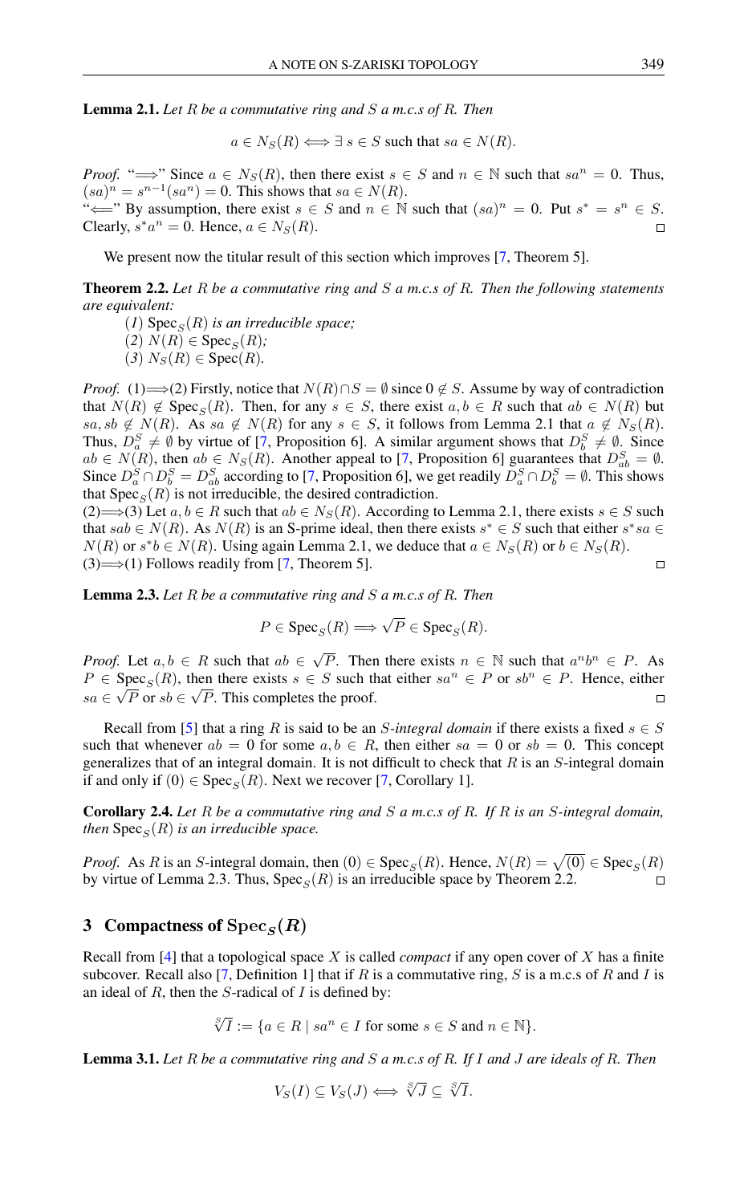**Lemma 2.1.** *Let $R$ be a commutative ring and $S$ a m.c.s of $R$. Then*

$$a \in N_S(R) \Longleftrightarrow \exists\, s \in S \text{ such that } sa \in N(R).$$

*Proof.* "$\Longrightarrow$" Since $a \in N_S(R)$, then there exist $s \in S$ and $n \in \mathbb{N}$ such that $sa^n = 0$. Thus, $(sa)^n = s^{n-1}(sa^n) = 0$. This shows that $sa \in N(R)$.
"$\Longleftarrow$" By assumption, there exist $s \in S$ and $n \in \mathbb{N}$ such that $(sa)^n = 0$. Put $s^* = s^n \in S$. Clearly, $s^*a^n = 0$. Hence, $a \in N_S(R)$. $\square$

We present now the titular result of this section which improves [7, Theorem 5].

**Theorem 2.2.** *Let $R$ be a commutative ring and $S$ a m.c.s of $R$. Then the following statements are equivalent:*

(1) $\mathrm{Spec}_S(R)$ *is an irreducible space;*
(2) $N(R) \in \mathrm{Spec}_S(R)$*;*
(3) $N_S(R) \in \mathrm{Spec}(R)$.

*Proof.* (1)$\Longrightarrow$(2) Firstly, notice that $N(R) \cap S = \emptyset$ since $0 \notin S$. Assume by way of contradiction that $N(R) \notin \mathrm{Spec}_S(R)$. Then, for any $s \in S$, there exist $a, b \in R$ such that $ab \in N(R)$ but $sa, sb \notin N(R)$. As $sa \notin N(R)$ for any $s \in S$, it follows from Lemma 2.1 that $a \notin N_S(R)$. Thus, $D_a^S \neq \emptyset$ by virtue of [7, Proposition 6]. A similar argument shows that $D_b^S \neq \emptyset$. Since $ab \in N(R)$, then $ab \in N_S(R)$. Another appeal to [7, Proposition 6] guarantees that $D_{ab}^S = \emptyset$. Since $D_a^S \cap D_b^S = D_{ab}^S$ according to [7, Proposition 6], we get readily $D_a^S \cap D_b^S = \emptyset$. This shows that $\mathrm{Spec}_S(R)$ is not irreducible, the desired contradiction.
(2)$\Longrightarrow$(3) Let $a, b \in R$ such that $ab \in N_S(R)$. According to Lemma 2.1, there exists $s \in S$ such that $sab \in N(R)$. As $N(R)$ is an S-prime ideal, then there exists $s^* \in S$ such that either $s^*sa \in N(R)$ or $s^*b \in N(R)$. Using again Lemma 2.1, we deduce that $a \in N_S(R)$ or $b \in N_S(R)$.
(3)$\Longrightarrow$(1) Follows readily from [7, Theorem 5]. $\square$

**Lemma 2.3.** *Let $R$ be a commutative ring and $S$ a m.c.s of $R$. Then*

$$P \in \mathrm{Spec}_S(R) \Longrightarrow \sqrt{P} \in \mathrm{Spec}_S(R).$$

*Proof.* Let $a, b \in R$ such that $ab \in \sqrt{P}$. Then there exists $n \in \mathbb{N}$ such that $a^nb^n \in P$. As $P \in \mathrm{Spec}_S(R)$, then there exists $s \in S$ such that either $sa^n \in P$ or $sb^n \in P$. Hence, either $sa \in \sqrt{P}$ or $sb \in \sqrt{P}$. This completes the proof. $\square$

Recall from [5] that a ring $R$ is said to be an *$S$-integral domain* if there exists a fixed $s \in S$ such that whenever $ab = 0$ for some $a, b \in R$, then either $sa = 0$ or $sb = 0$. This concept generalizes that of an integral domain. It is not difficult to check that $R$ is an $S$-integral domain if and only if $(0) \in \mathrm{Spec}_S(R)$. Next we recover [7, Corollary 1].

**Corollary 2.4.** *Let $R$ be a commutative ring and $S$ a m.c.s of $R$. If $R$ is an $S$-integral domain, then $\mathrm{Spec}_S(R)$ is an irreducible space.*

*Proof.* As $R$ is an $S$-integral domain, then $(0) \in \mathrm{Spec}_S(R)$. Hence, $N(R) = \sqrt{(0)} \in \mathrm{Spec}_S(R)$ by virtue of Lemma 2.3. Thus, $\mathrm{Spec}_S(R)$ is an irreducible space by Theorem 2.2. $\square$

## 3 Compactness of $\mathrm{Spec}_S(R)$

Recall from [4] that a topological space $X$ is called *compact* if any open cover of $X$ has a finite subcover. Recall also [7, Definition 1] that if $R$ is a commutative ring, $S$ is a m.c.s of $R$ and $I$ is an ideal of $R$, then the $S$-radical of $I$ is defined by:

$$\sqrt[S]{I} := \{a \in R \mid sa^n \in I \text{ for some } s \in S \text{ and } n \in \mathbb{N}\}.$$

**Lemma 3.1.** *Let $R$ be a commutative ring and $S$ a m.c.s of $R$. If $I$ and $J$ are ideals of $R$. Then*

$$V_S(I) \subseteq V_S(J) \Longleftrightarrow \sqrt[S]{J} \subseteq \sqrt[S]{I}.$$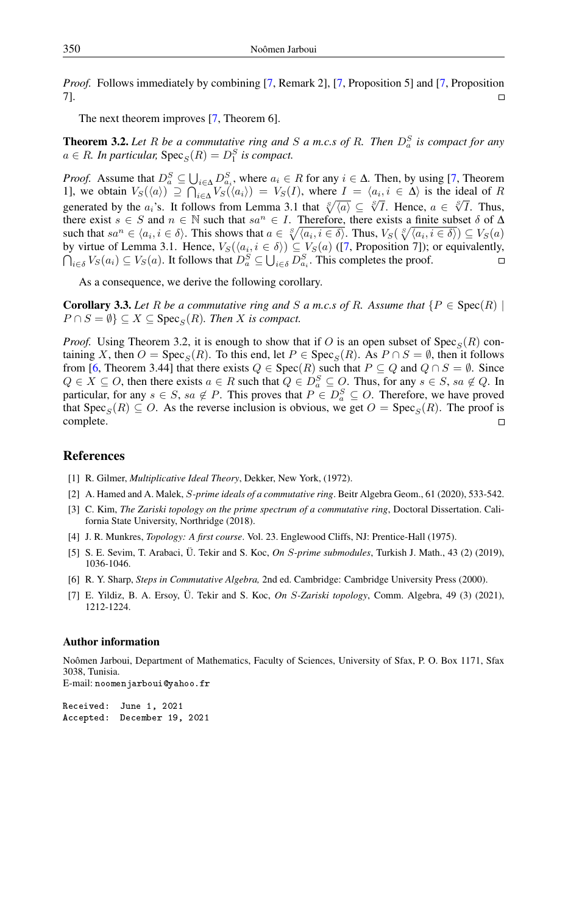*Proof.* Follows immediately by combining [7, Remark 2], [7, Proposition 5] and [7, Proposition 7]. $\square$

The next theorem improves [7, Theorem 6].

**Theorem 3.2.** *Let $R$ be a commutative ring and $S$ a m.c.s of $R$. Then $D_a^S$ is compact for any $a \in R$. In particular, $\mathrm{Spec}_S(R) = D_1^S$ is compact.*

*Proof.* Assume that $D_a^S \subseteq \bigcup_{i\in\Delta} D_{a_i}^S$, where $a_i \in R$ for any $i \in \Delta$. Then, by using [7, Theorem 1], we obtain $V_S(\langle a\rangle) \supseteq \bigcap_{i\in\Delta} V_S(\langle a_i\rangle) = V_S(I)$, where $I = \langle a_i, i \in \Delta\rangle$ is the ideal of $R$ generated by the $a_i$'s. It follows from Lemma 3.1 that $\sqrt[S]{\langle a\rangle} \subseteq \sqrt[S]{I}$. Hence, $a \in \sqrt[S]{I}$. Thus, there exist $s \in S$ and $n \in \mathbb{N}$ such that $sa^n \in I$. Therefore, there exists a finite subset $\delta$ of $\Delta$ such that $sa^n \in \langle a_i, i \in \delta\rangle$. This shows that $a \in \sqrt[S]{\langle a_i, i \in \delta\rangle}$. Thus, $V_S(\sqrt[S]{\langle a_i, i \in \delta\rangle}) \subseteq V_S(a)$ by virtue of Lemma 3.1. Hence, $V_S(\langle a_i, i \in \delta\rangle) \subseteq V_S(a)$ ([7, Proposition 7]); or equivalently, $\bigcap_{i\in\delta} V_S(a_i) \subseteq V_S(a)$. It follows that $D_a^S \subseteq \bigcup_{i\in\delta} D_{a_i}^S$. This completes the proof. $\square$

As a consequence, we derive the following corollary.

**Corollary 3.3.** *Let $R$ be a commutative ring and $S$ a m.c.s of $R$. Assume that $\{P \in \mathrm{Spec}(R) \mid P \cap S = \emptyset\} \subseteq X \subseteq \mathrm{Spec}_S(R)$. Then $X$ is compact.*

*Proof.* Using Theorem 3.2, it is enough to show that if $O$ is an open subset of $\mathrm{Spec}_S(R)$ containing $X$, then $O = \mathrm{Spec}_S(R)$. To this end, let $P \in \mathrm{Spec}_S(R)$. As $P \cap S = \emptyset$, then it follows from [6, Theorem 3.44] that there exists $Q \in \mathrm{Spec}(R)$ such that $P \subseteq Q$ and $Q \cap S = \emptyset$. Since $Q \in X \subseteq O$, then there exists $a \in R$ such that $Q \in D_a^S \subseteq O$. Thus, for any $s \in S$, $sa \notin Q$. In particular, for any $s \in S$, $sa \notin P$. This proves that $P \in D_a^S \subseteq O$. Therefore, we have proved that $\mathrm{Spec}_S(R) \subseteq O$. As the reverse inclusion is obvious, we get $O = \mathrm{Spec}_S(R)$. The proof is complete. $\square$

## References

[1] R. Gilmer, *Multiplicative Ideal Theory*, Dekker, New York, (1972).

[2] A. Hamed and A. Malek, *S-prime ideals of a commutative ring*. Beitr Algebra Geom., 61 (2020), 533-542.

[3] C. Kim, *The Zariski topology on the prime spectrum of a commutative ring*, Doctoral Dissertation. California State University, Northridge (2018).

[4] J. R. Munkres, *Topology: A first course*. Vol. 23. Englewood Cliffs, NJ: Prentice-Hall (1975).

[5] S. E. Sevim, T. Arabaci, Ü. Tekir and S. Koc, *On S-prime submodules*, Turkish J. Math., 43 (2) (2019), 1036-1046.

[6] R. Y. Sharp, *Steps in Commutative Algebra,* 2nd ed. Cambridge: Cambridge University Press (2000).

[7] E. Yildiz, B. A. Ersoy, Ü. Tekir and S. Koc, *On S-Zariski topology*, Comm. Algebra, 49 (3) (2021), 1212-1224.

### Author information

Noômen Jarboui, Department of Mathematics, Faculty of Sciences, University of Sfax, P. O. Box 1171, Sfax 3038, Tunisia.
E-mail: noomenjarboui@yahoo.fr

Received: June 1, 2021
Accepted: December 19, 2021